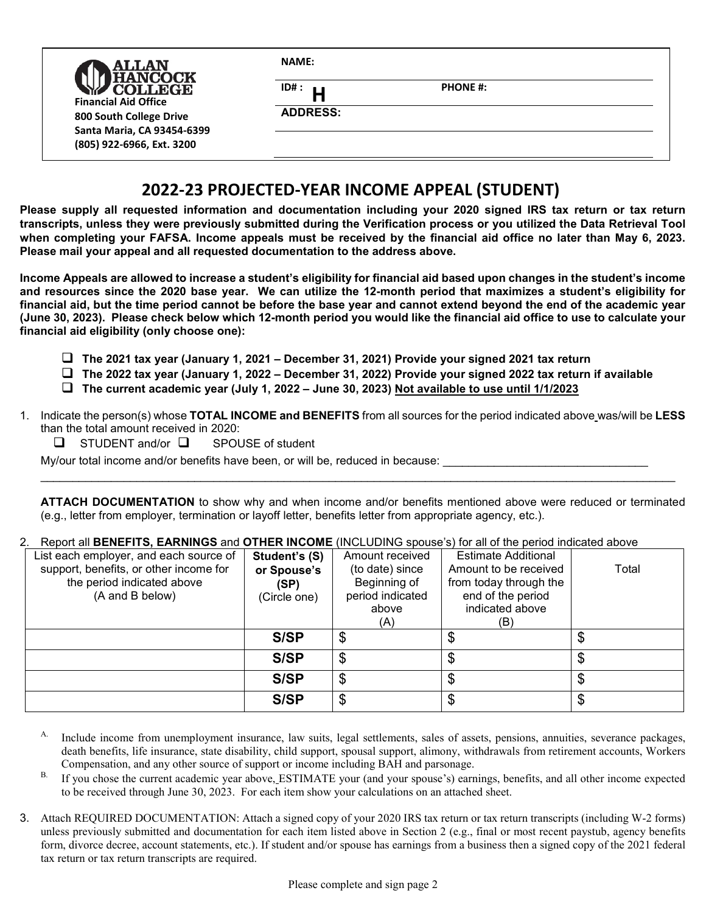**ALLAN HANCOCK COLLEGE**
**Financial Aid Office**
**800 South College Drive**
**Santa Maria, CA 93454-6399**
**(805) 922-6966, Ext. 3200**

**NAME:**

**ID# : H** **PHONE #:**

**ADDRESS:**

# 2022-23 PROJECTED-YEAR INCOME APPEAL (STUDENT)

**Please supply all requested information and documentation including your 2020 signed IRS tax return or tax return transcripts, unless they were previously submitted during the Verification process or you utilized the Data Retrieval Tool when completing your FAFSA. Income appeals must be received by the financial aid office no later than May 6, 2023. Please mail your appeal and all requested documentation to the address above.**

**Income Appeals are allowed to increase a student's eligibility for financial aid based upon changes in the student's income and resources since the 2020 base year. We can utilize the 12-month period that maximizes a student's eligibility for financial aid, but the time period cannot be before the base year and cannot extend beyond the end of the academic year (June 30, 2023). Please check below which 12-month period you would like the financial aid office to use to calculate your financial aid eligibility (only choose one):**

- ❑ **The 2021 tax year (January 1, 2021 – December 31, 2021) Provide your signed 2021 tax return**
- ❑ **The 2022 tax year (January 1, 2022 – December 31, 2022) Provide your signed 2022 tax return if available**
- ❑ **The current academic year (July 1, 2022 – June 30, 2023) <u>Not available to use until 1/1/2023</u>**

1. Indicate the person(s) whose **TOTAL INCOME and BENEFITS** from all sources for the period indicated above was/will be **LESS** than the total amount received in 2020:

   ❑ STUDENT and/or ❑ SPOUSE of student

   My/our total income and/or benefits have been, or will be, reduced in because: ________________________________

   ____________________________________________________________________________________________________

   **ATTACH DOCUMENTATION** to show why and when income and/or benefits mentioned above were reduced or terminated (e.g., letter from employer, termination or layoff letter, benefits letter from appropriate agency, etc.).

2. Report all **BENEFITS, EARNINGS** and **OTHER INCOME** (INCLUDING spouse's) for all of the period indicated above

| List each employer, and each source of support, benefits, or other income for the period indicated above (A and B below) | **Student's (S) or Spouse's (SP)** (Circle one) | Amount received (to date) since Beginning of period indicated above (A) | Estimate Additional Amount to be received from today through the end of the period indicated above (B) | Total |
|---|---|---|---|---|
| | **S/SP** | $ | $ | $ |
| | **S/SP** | $ | $ | $ |
| | **S/SP** | $ | $ | $ |
| | **S/SP** | $ | $ | $ |

A. Include income from unemployment insurance, law suits, legal settlements, sales of assets, pensions, annuities, severance packages, death benefits, life insurance, state disability, child support, spousal support, alimony, withdrawals from retirement accounts, Workers Compensation, and any other source of support or income including BAH and parsonage.

B. If you chose the current academic year above, ESTIMATE your (and your spouse's) earnings, benefits, and all other income expected to be received through June 30, 2023. For each item show your calculations on an attached sheet.

3. Attach REQUIRED DOCUMENTATION: Attach a signed copy of your 2020 IRS tax return or tax return transcripts (including W-2 forms) unless previously submitted and documentation for each item listed above in Section 2 (e.g., final or most recent paystub, agency benefits form, divorce decree, account statements, etc.). If student and/or spouse has earnings from a business then a signed copy of the 2021 federal tax return or tax return transcripts are required.

Please complete and sign page 2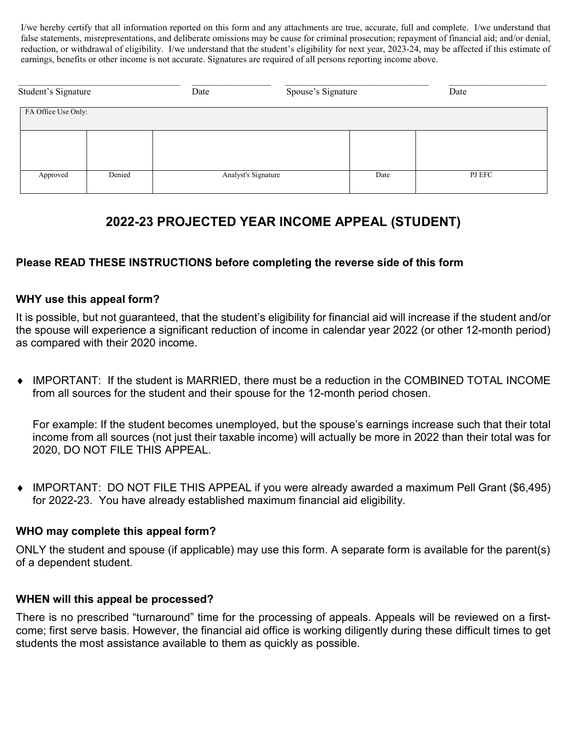I/we hereby certify that all information reported on this form and any attachments are true, accurate, full and complete. I/we understand that false statements, misrepresentations, and deliberate omissions may be cause for criminal prosecution; repayment of financial aid; and/or denial, reduction, or withdrawal of eligibility. I/we understand that the student's eligibility for next year, 2023-24, may be affected if this estimate of earnings, benefits or other income is not accurate. Signatures are required of all persons reporting income above.

| Student's Signature | Date | Spouse's Signature | Date |
|---|---|---|---|
| | | | |

| FA Office Use Only: | | | | |
|---|---|---|---|---|
| | | | | |
| Approved | Denied | Analyst's Signature | Date | PJ EFC |

# 2022-23 PROJECTED YEAR INCOME APPEAL (STUDENT)

**Please READ THESE INSTRUCTIONS before completing the reverse side of this form**

**WHY use this appeal form?**

It is possible, but not guaranteed, that the student's eligibility for financial aid will increase if the student and/or the spouse will experience a significant reduction of income in calendar year 2022 (or other 12-month period) as compared with their 2020 income.

- IMPORTANT: If the student is MARRIED, there must be a reduction in the COMBINED TOTAL INCOME from all sources for the student and their spouse for the 12-month period chosen.

  For example: If the student becomes unemployed, but the spouse's earnings increase such that their total income from all sources (not just their taxable income) will actually be more in 2022 than their total was for 2020, DO NOT FILE THIS APPEAL.

- IMPORTANT: DO NOT FILE THIS APPEAL if you were already awarded a maximum Pell Grant ($6,495) for 2022-23. You have already established maximum financial aid eligibility.

**WHO may complete this appeal form?**

ONLY the student and spouse (if applicable) may use this form. A separate form is available for the parent(s) of a dependent student.

**WHEN will this appeal be processed?**

There is no prescribed "turnaround" time for the processing of appeals. Appeals will be reviewed on a first-come; first serve basis. However, the financial aid office is working diligently during these difficult times to get students the most assistance available to them as quickly as possible.